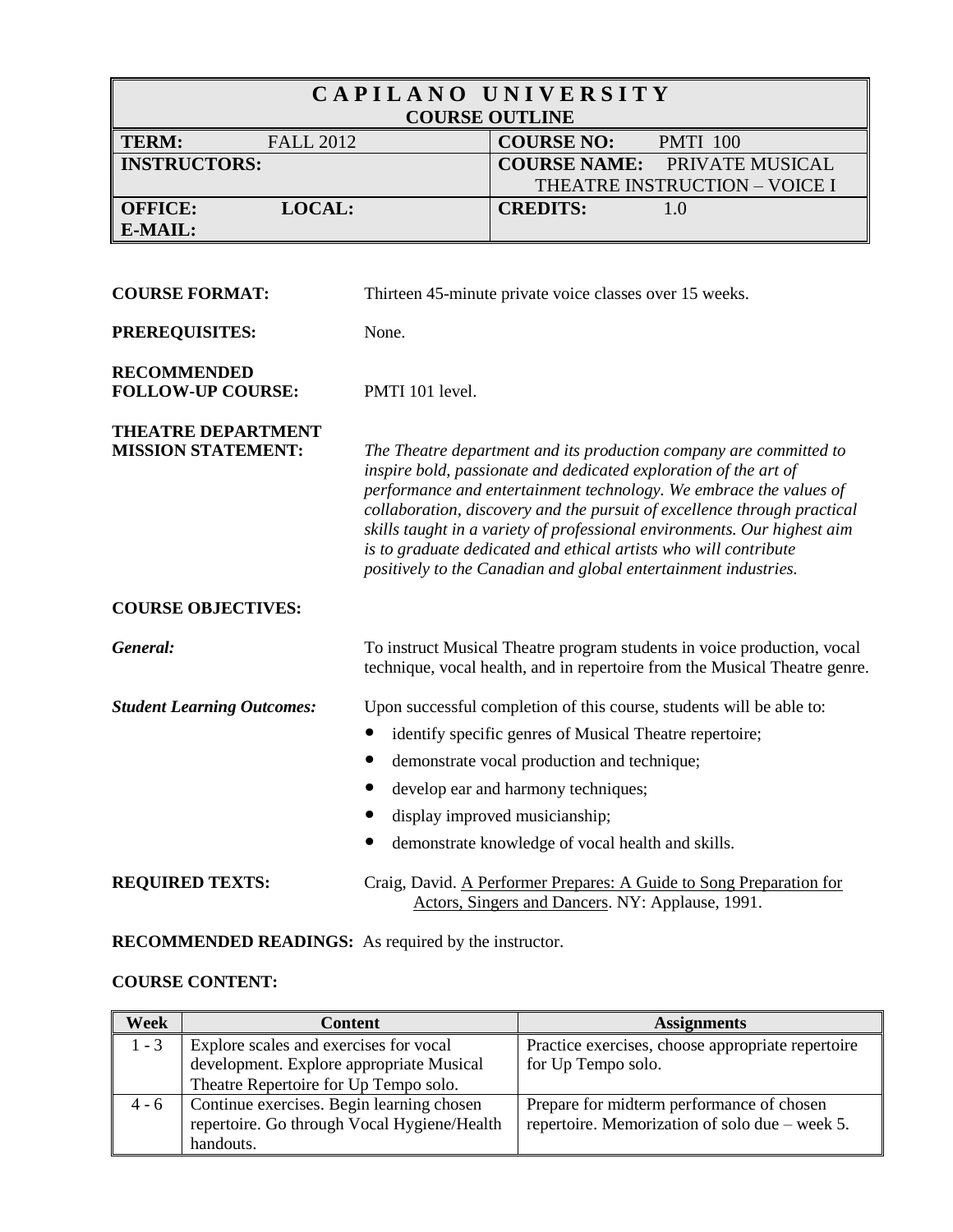# CAPILANO UNIVERSITY
## COURSE OUTLINE

| | |
|---|---|
| **TERM:** FALL 2012 | **COURSE NO:** PMTI 100 |
| **INSTRUCTORS:** | **COURSE NAME:** PRIVATE MUSICAL THEATRE INSTRUCTION – VOICE I |
| **OFFICE:** **LOCAL:** **E-MAIL:** | **CREDITS:** 1.0 |

**COURSE FORMAT:** Thirteen 45-minute private voice classes over 15 weeks.

**PREREQUISITES:** None.

**RECOMMENDED FOLLOW-UP COURSE:** PMTI 101 level.

**THEATRE DEPARTMENT MISSION STATEMENT:** *The Theatre department and its production company are committed to inspire bold, passionate and dedicated exploration of the art of performance and entertainment technology. We embrace the values of collaboration, discovery and the pursuit of excellence through practical skills taught in a variety of professional environments. Our highest aim is to graduate dedicated and ethical artists who will contribute positively to the Canadian and global entertainment industries.*

**COURSE OBJECTIVES:**

***General:*** To instruct Musical Theatre program students in voice production, vocal technique, vocal health, and in repertoire from the Musical Theatre genre.

***Student Learning Outcomes:*** Upon successful completion of this course, students will be able to:

- identify specific genres of Musical Theatre repertoire;
- demonstrate vocal production and technique;
- develop ear and harmony techniques;
- display improved musicianship;
- demonstrate knowledge of vocal health and skills.

**REQUIRED TEXTS:** Craig, David. A Performer Prepares: A Guide to Song Preparation for Actors, Singers and Dancers. NY: Applause, 1991.

**RECOMMENDED READINGS:** As required by the instructor.

**COURSE CONTENT:**

| Week | Content | Assignments |
|---|---|---|
| 1 - 3 | Explore scales and exercises for vocal development. Explore appropriate Musical Theatre Repertoire for Up Tempo solo. | Practice exercises, choose appropriate repertoire for Up Tempo solo. |
| 4 - 6 | Continue exercises. Begin learning chosen repertoire. Go through Vocal Hygiene/Health handouts. | Prepare for midterm performance of chosen repertoire. Memorization of solo due – week 5. |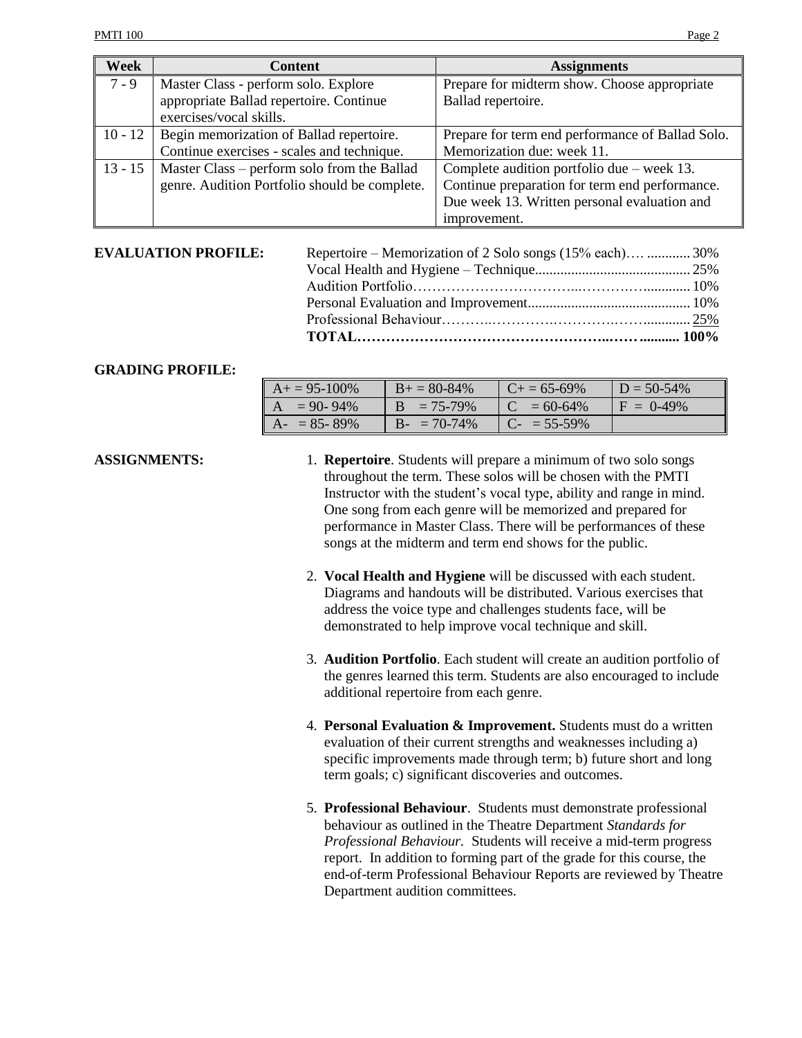| Week | Content | Assignments |
|---|---|---|
| 7 - 9 | Master Class - perform solo. Explore appropriate Ballad repertoire. Continue exercises/vocal skills. | Prepare for midterm show. Choose appropriate Ballad repertoire. |
| 10 - 12 | Begin memorization of Ballad repertoire. Continue exercises - scales and technique. | Prepare for term end performance of Ballad Solo. Memorization due: week 11. |
| 13 - 15 | Master Class – perform solo from the Ballad genre. Audition Portfolio should be complete. | Complete audition portfolio due – week 13. Continue preparation for term end performance. Due week 13. Written personal evaluation and improvement. |

**EVALUATION PROFILE:**

Repertoire – Memorization of 2 Solo songs (15% each)…. ............ 30%
Vocal Health and Hygiene – Technique........................................... 25%
Audition Portfolio……………………………..…………............. 10%
Personal Evaluation and Improvement............................................. 10%
Professional Behaviour………..………….………….……............ 25%
**TOTAL……………………………………………..…….......... 100%**

**GRADING PROFILE:**

| A+ = 95-100% | B+ = 80-84% | C+ = 65-69% | D = 50-54% |
|---|---|---|---|
| A = 90- 94% | B = 75-79% | C = 60-64% | F = 0-49% |
| A- = 85- 89% | B- = 70-74% | C- = 55-59% | |

**ASSIGNMENTS:**

1. **Repertoire**. Students will prepare a minimum of two solo songs throughout the term. These solos will be chosen with the PMTI Instructor with the student's vocal type, ability and range in mind. One song from each genre will be memorized and prepared for performance in Master Class. There will be performances of these songs at the midterm and term end shows for the public.

2. **Vocal Health and Hygiene** will be discussed with each student. Diagrams and handouts will be distributed. Various exercises that address the voice type and challenges students face, will be demonstrated to help improve vocal technique and skill.

3. **Audition Portfolio**. Each student will create an audition portfolio of the genres learned this term. Students are also encouraged to include additional repertoire from each genre.

4. **Personal Evaluation & Improvement.** Students must do a written evaluation of their current strengths and weaknesses including a) specific improvements made through term; b) future short and long term goals; c) significant discoveries and outcomes.

5. **Professional Behaviour**. Students must demonstrate professional behaviour as outlined in the Theatre Department *Standards for Professional Behaviour*. Students will receive a mid-term progress report. In addition to forming part of the grade for this course, the end-of-term Professional Behaviour Reports are reviewed by Theatre Department audition committees.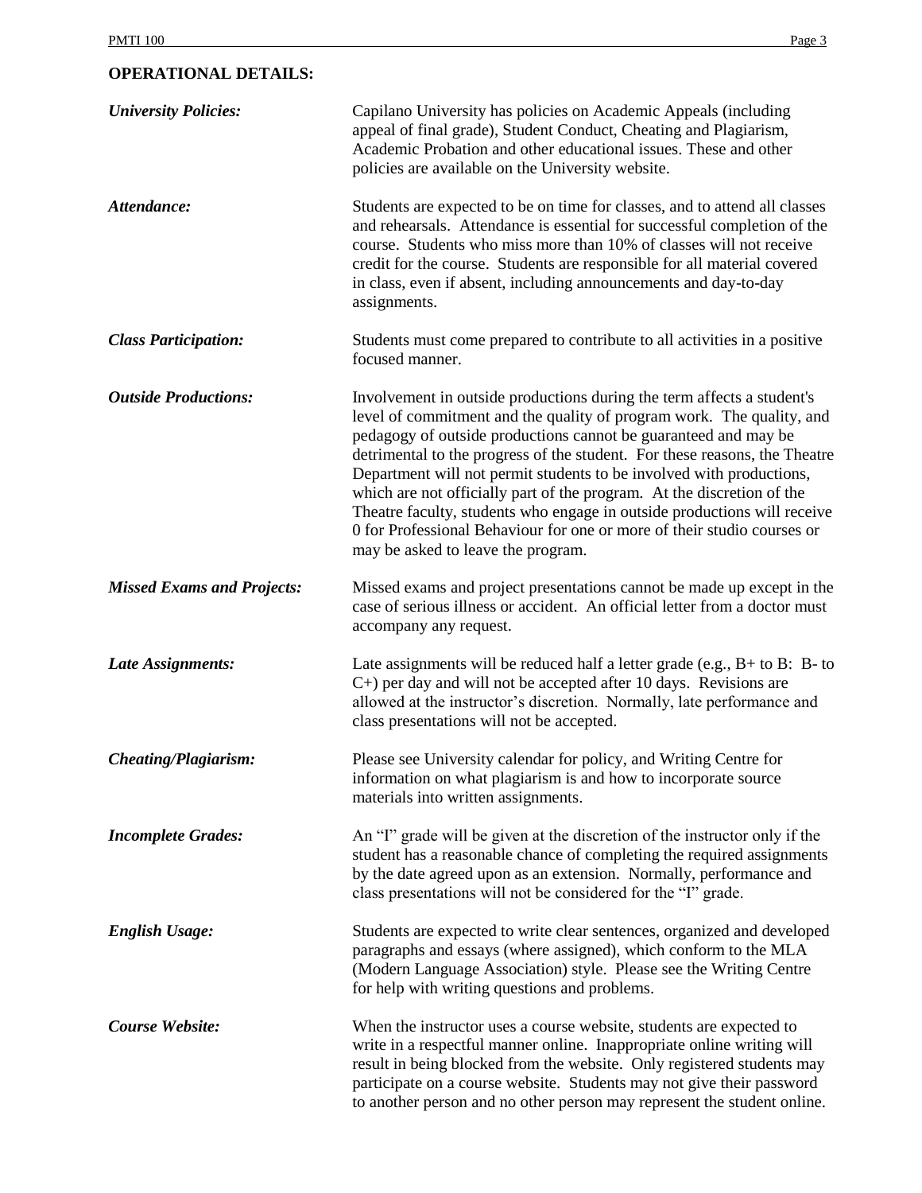## OPERATIONAL DETAILS:

***University Policies:*** Capilano University has policies on Academic Appeals (including appeal of final grade), Student Conduct, Cheating and Plagiarism, Academic Probation and other educational issues. These and other policies are available on the University website.

***Attendance:*** Students are expected to be on time for classes, and to attend all classes and rehearsals. Attendance is essential for successful completion of the course. Students who miss more than 10% of classes will not receive credit for the course. Students are responsible for all material covered in class, even if absent, including announcements and day-to-day assignments.

***Class Participation:*** Students must come prepared to contribute to all activities in a positive focused manner.

***Outside Productions:*** Involvement in outside productions during the term affects a student's level of commitment and the quality of program work. The quality, and pedagogy of outside productions cannot be guaranteed and may be detrimental to the progress of the student. For these reasons, the Theatre Department will not permit students to be involved with productions, which are not officially part of the program. At the discretion of the Theatre faculty, students who engage in outside productions will receive 0 for Professional Behaviour for one or more of their studio courses or may be asked to leave the program.

***Missed Exams and Projects:*** Missed exams and project presentations cannot be made up except in the case of serious illness or accident. An official letter from a doctor must accompany any request.

***Late Assignments:*** Late assignments will be reduced half a letter grade (e.g., B+ to B: B- to C+) per day and will not be accepted after 10 days. Revisions are allowed at the instructor's discretion. Normally, late performance and class presentations will not be accepted.

***Cheating/Plagiarism:*** Please see University calendar for policy, and Writing Centre for information on what plagiarism is and how to incorporate source materials into written assignments.

***Incomplete Grades:*** An "I" grade will be given at the discretion of the instructor only if the student has a reasonable chance of completing the required assignments by the date agreed upon as an extension. Normally, performance and class presentations will not be considered for the "I" grade.

***English Usage:*** Students are expected to write clear sentences, organized and developed paragraphs and essays (where assigned), which conform to the MLA (Modern Language Association) style. Please see the Writing Centre for help with writing questions and problems.

***Course Website:*** When the instructor uses a course website, students are expected to write in a respectful manner online. Inappropriate online writing will result in being blocked from the website. Only registered students may participate on a course website. Students may not give their password to another person and no other person may represent the student online.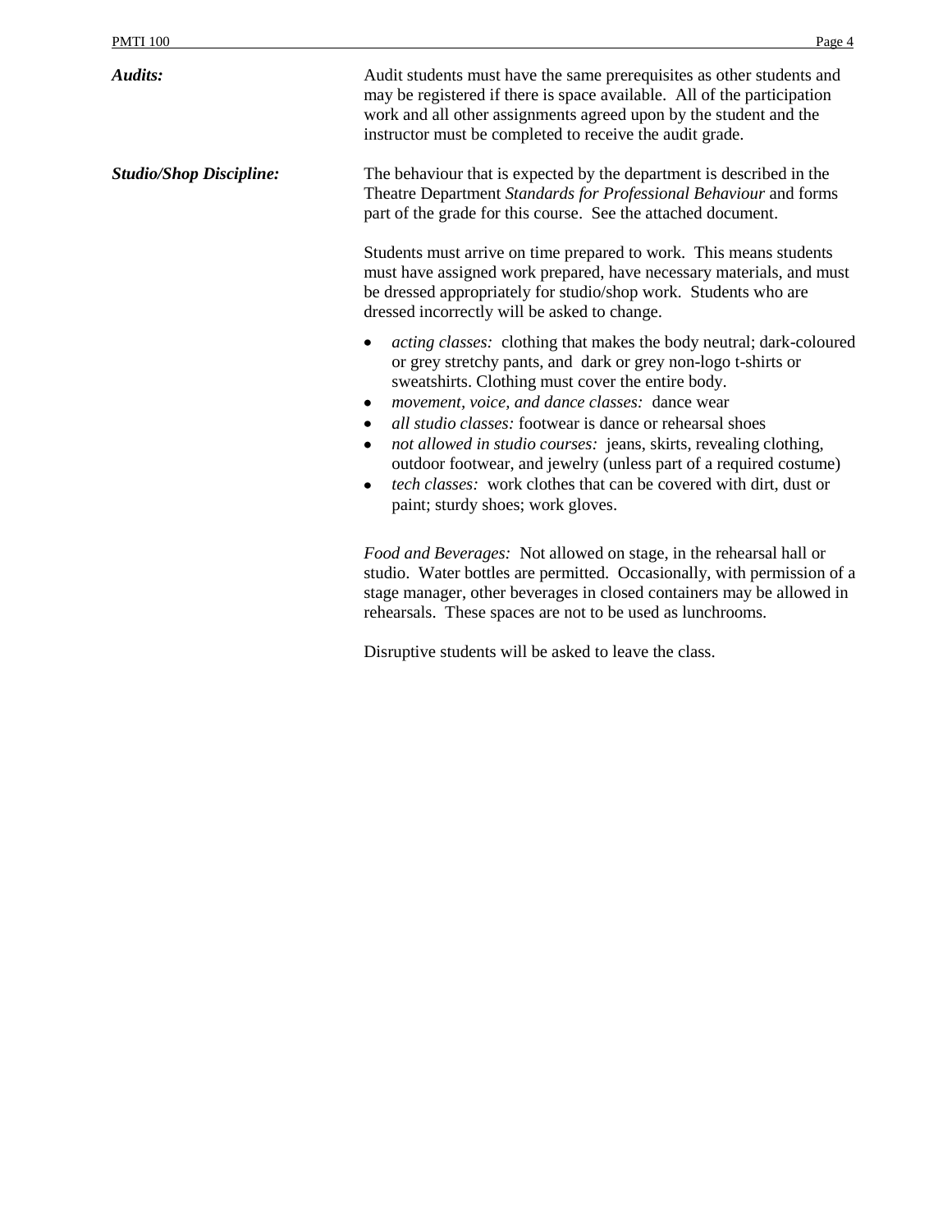***Audits:***

Audit students must have the same prerequisites as other students and may be registered if there is space available. All of the participation work and all other assignments agreed upon by the student and the instructor must be completed to receive the audit grade.

***Studio/Shop Discipline:***

The behaviour that is expected by the department is described in the Theatre Department *Standards for Professional Behaviour* and forms part of the grade for this course. See the attached document.

Students must arrive on time prepared to work. This means students must have assigned work prepared, have necessary materials, and must be dressed appropriately for studio/shop work. Students who are dressed incorrectly will be asked to change.

- *acting classes:* clothing that makes the body neutral; dark-coloured or grey stretchy pants, and dark or grey non-logo t-shirts or sweatshirts. Clothing must cover the entire body.
- *movement, voice, and dance classes:* dance wear
- *all studio classes:* footwear is dance or rehearsal shoes
- *not allowed in studio courses:* jeans, skirts, revealing clothing, outdoor footwear, and jewelry (unless part of a required costume)
- *tech classes:* work clothes that can be covered with dirt, dust or paint; sturdy shoes; work gloves.

*Food and Beverages:* Not allowed on stage, in the rehearsal hall or studio. Water bottles are permitted. Occasionally, with permission of a stage manager, other beverages in closed containers may be allowed in rehearsals. These spaces are not to be used as lunchrooms.

Disruptive students will be asked to leave the class.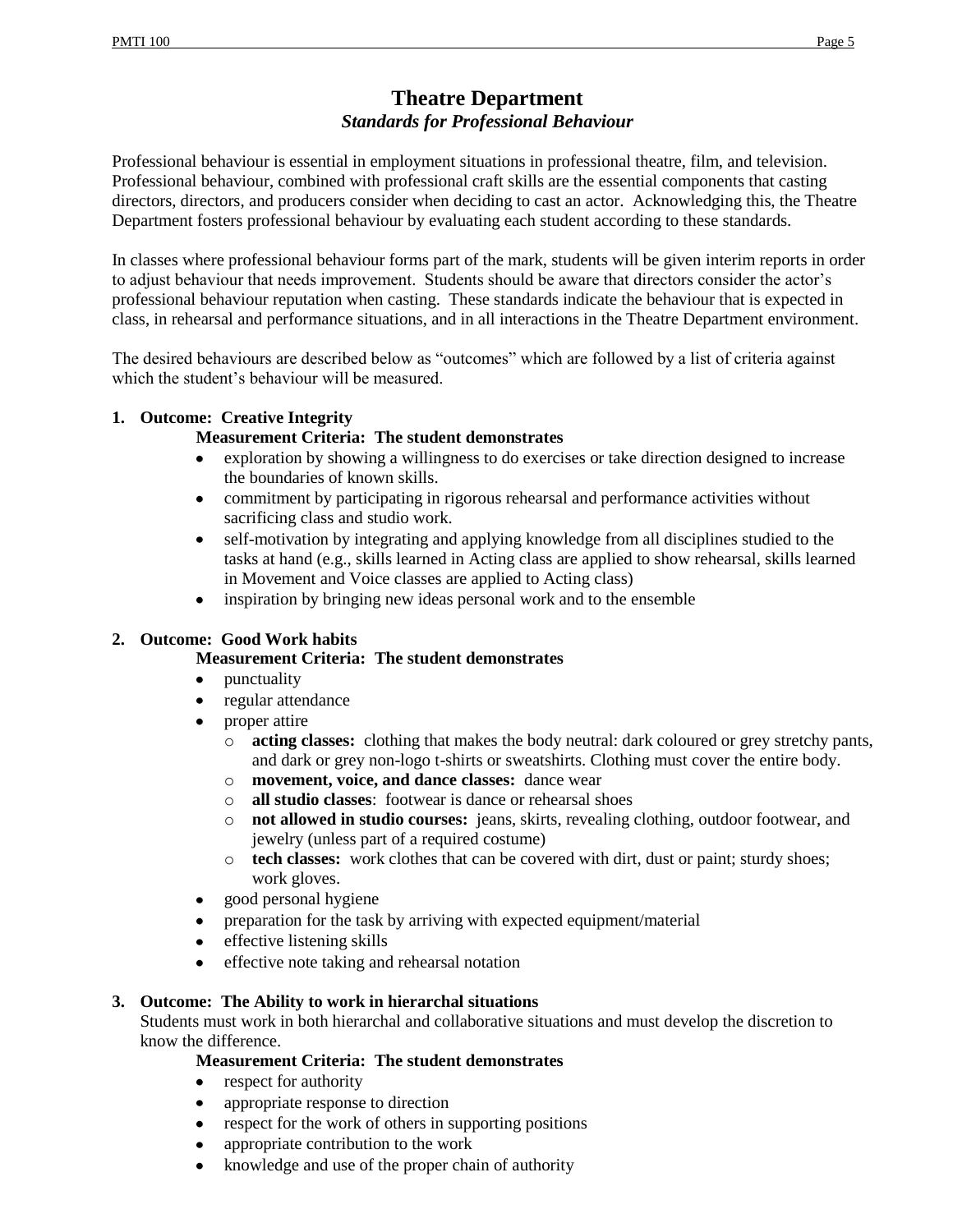# Theatre Department

## *Standards for Professional Behaviour*

Professional behaviour is essential in employment situations in professional theatre, film, and television. Professional behaviour, combined with professional craft skills are the essential components that casting directors, directors, and producers consider when deciding to cast an actor. Acknowledging this, the Theatre Department fosters professional behaviour by evaluating each student according to these standards.

In classes where professional behaviour forms part of the mark, students will be given interim reports in order to adjust behaviour that needs improvement. Students should be aware that directors consider the actor's professional behaviour reputation when casting. These standards indicate the behaviour that is expected in class, in rehearsal and performance situations, and in all interactions in the Theatre Department environment.

The desired behaviours are described below as "outcomes" which are followed by a list of criteria against which the student's behaviour will be measured.

**1. Outcome: Creative Integrity**

**Measurement Criteria: The student demonstrates**

- exploration by showing a willingness to do exercises or take direction designed to increase the boundaries of known skills.
- commitment by participating in rigorous rehearsal and performance activities without sacrificing class and studio work.
- self-motivation by integrating and applying knowledge from all disciplines studied to the tasks at hand (e.g., skills learned in Acting class are applied to show rehearsal, skills learned in Movement and Voice classes are applied to Acting class)
- inspiration by bringing new ideas personal work and to the ensemble

**2. Outcome: Good Work habits**

**Measurement Criteria: The student demonstrates**

- punctuality
- regular attendance
- proper attire
  - **acting classes:** clothing that makes the body neutral: dark coloured or grey stretchy pants, and dark or grey non-logo t-shirts or sweatshirts. Clothing must cover the entire body.
  - **movement, voice, and dance classes:** dance wear
  - **all studio classes**: footwear is dance or rehearsal shoes
  - **not allowed in studio courses:** jeans, skirts, revealing clothing, outdoor footwear, and jewelry (unless part of a required costume)
  - **tech classes:** work clothes that can be covered with dirt, dust or paint; sturdy shoes; work gloves.
- good personal hygiene
- preparation for the task by arriving with expected equipment/material
- effective listening skills
- effective note taking and rehearsal notation

**3. Outcome: The Ability to work in hierarchal situations**

Students must work in both hierarchal and collaborative situations and must develop the discretion to know the difference.

**Measurement Criteria: The student demonstrates**

- respect for authority
- appropriate response to direction
- respect for the work of others in supporting positions
- appropriate contribution to the work
- knowledge and use of the proper chain of authority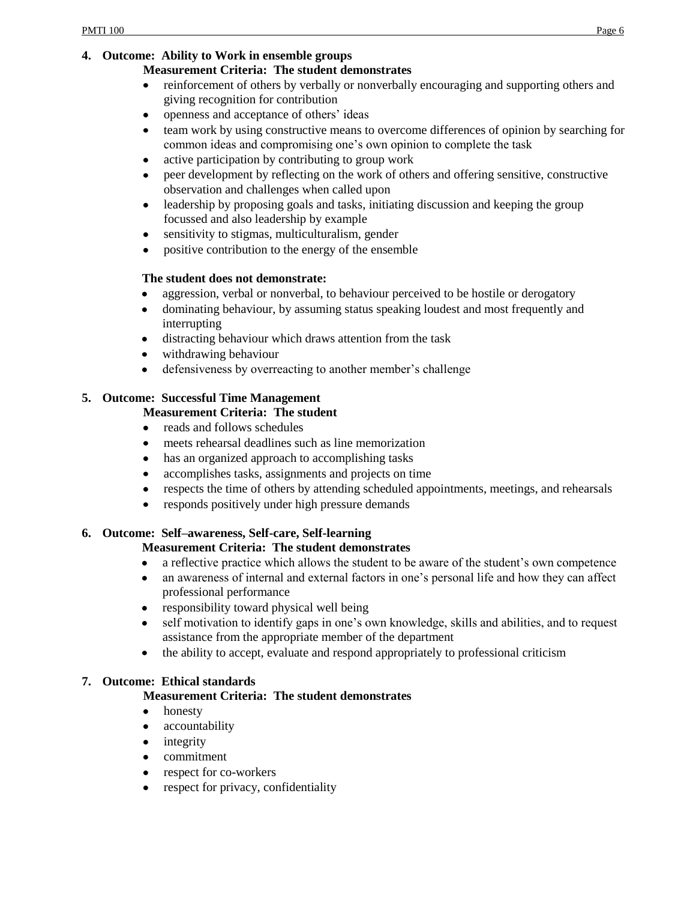**4. Outcome: Ability to Work in ensemble groups**

**Measurement Criteria: The student demonstrates**

- reinforcement of others by verbally or nonverbally encouraging and supporting others and giving recognition for contribution
- openness and acceptance of others' ideas
- team work by using constructive means to overcome differences of opinion by searching for common ideas and compromising one's own opinion to complete the task
- active participation by contributing to group work
- peer development by reflecting on the work of others and offering sensitive, constructive observation and challenges when called upon
- leadership by proposing goals and tasks, initiating discussion and keeping the group focussed and also leadership by example
- sensitivity to stigmas, multiculturalism, gender
- positive contribution to the energy of the ensemble

**The student does not demonstrate:**

- aggression, verbal or nonverbal, to behaviour perceived to be hostile or derogatory
- dominating behaviour, by assuming status speaking loudest and most frequently and interrupting
- distracting behaviour which draws attention from the task
- withdrawing behaviour
- defensiveness by overreacting to another member's challenge

**5. Outcome: Successful Time Management**

**Measurement Criteria: The student**

- reads and follows schedules
- meets rehearsal deadlines such as line memorization
- has an organized approach to accomplishing tasks
- accomplishes tasks, assignments and projects on time
- respects the time of others by attending scheduled appointments, meetings, and rehearsals
- responds positively under high pressure demands

**6. Outcome: Self–awareness, Self-care, Self-learning**

**Measurement Criteria: The student demonstrates**

- a reflective practice which allows the student to be aware of the student's own competence
- an awareness of internal and external factors in one's personal life and how they can affect professional performance
- responsibility toward physical well being
- self motivation to identify gaps in one's own knowledge, skills and abilities, and to request assistance from the appropriate member of the department
- the ability to accept, evaluate and respond appropriately to professional criticism

**7. Outcome: Ethical standards**

**Measurement Criteria: The student demonstrates**

- honesty
- accountability
- integrity
- commitment
- respect for co-workers
- respect for privacy, confidentiality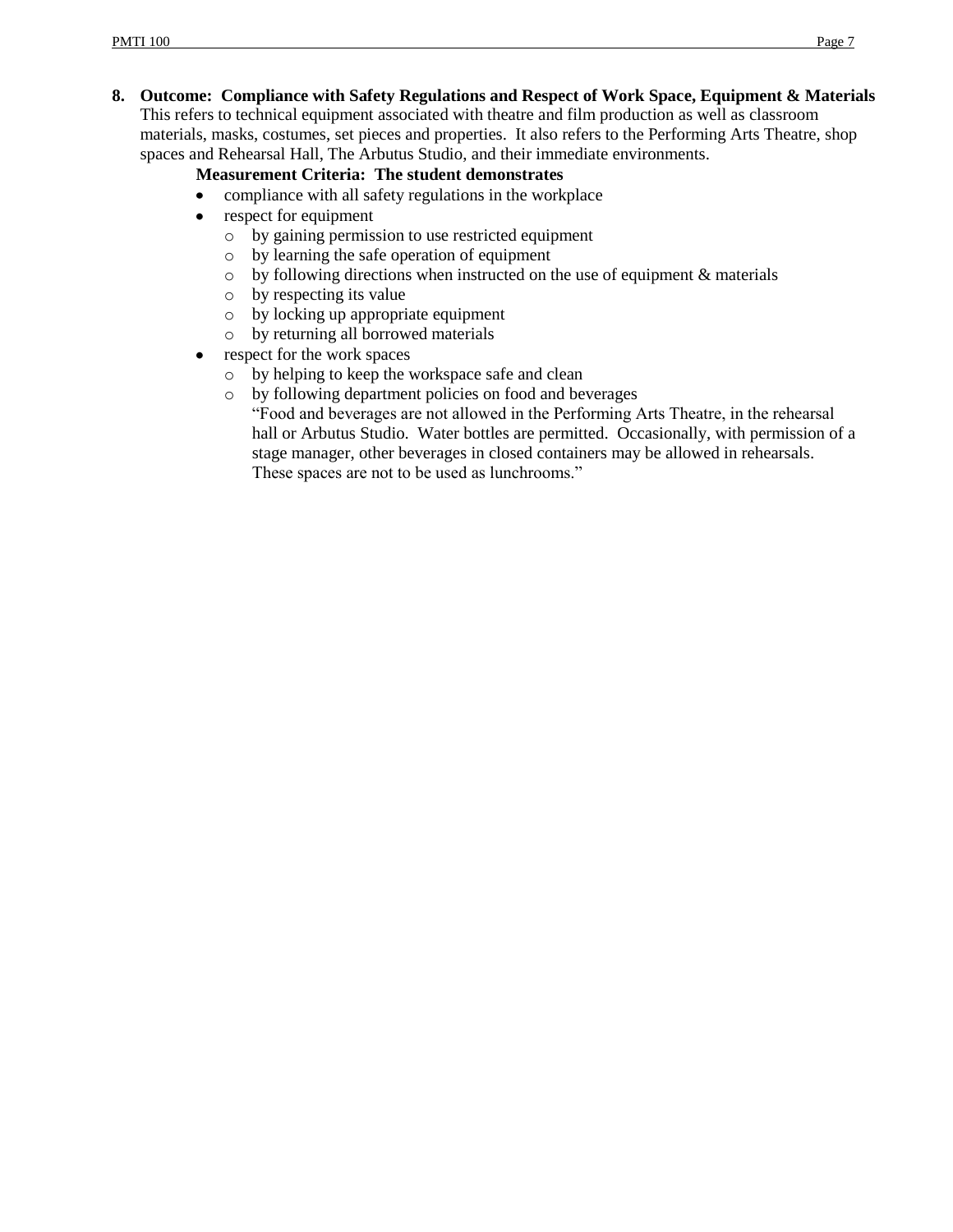**8. Outcome: Compliance with Safety Regulations and Respect of Work Space, Equipment & Materials**

This refers to technical equipment associated with theatre and film production as well as classroom materials, masks, costumes, set pieces and properties. It also refers to the Performing Arts Theatre, shop spaces and Rehearsal Hall, The Arbutus Studio, and their immediate environments.

**Measurement Criteria: The student demonstrates**

- compliance with all safety regulations in the workplace
- respect for equipment
  - by gaining permission to use restricted equipment
  - by learning the safe operation of equipment
  - by following directions when instructed on the use of equipment & materials
  - by respecting its value
  - by locking up appropriate equipment
  - by returning all borrowed materials
- respect for the work spaces
  - by helping to keep the workspace safe and clean
  - by following department policies on food and beverages
    "Food and beverages are not allowed in the Performing Arts Theatre, in the rehearsal hall or Arbutus Studio. Water bottles are permitted. Occasionally, with permission of a stage manager, other beverages in closed containers may be allowed in rehearsals. These spaces are not to be used as lunchrooms."